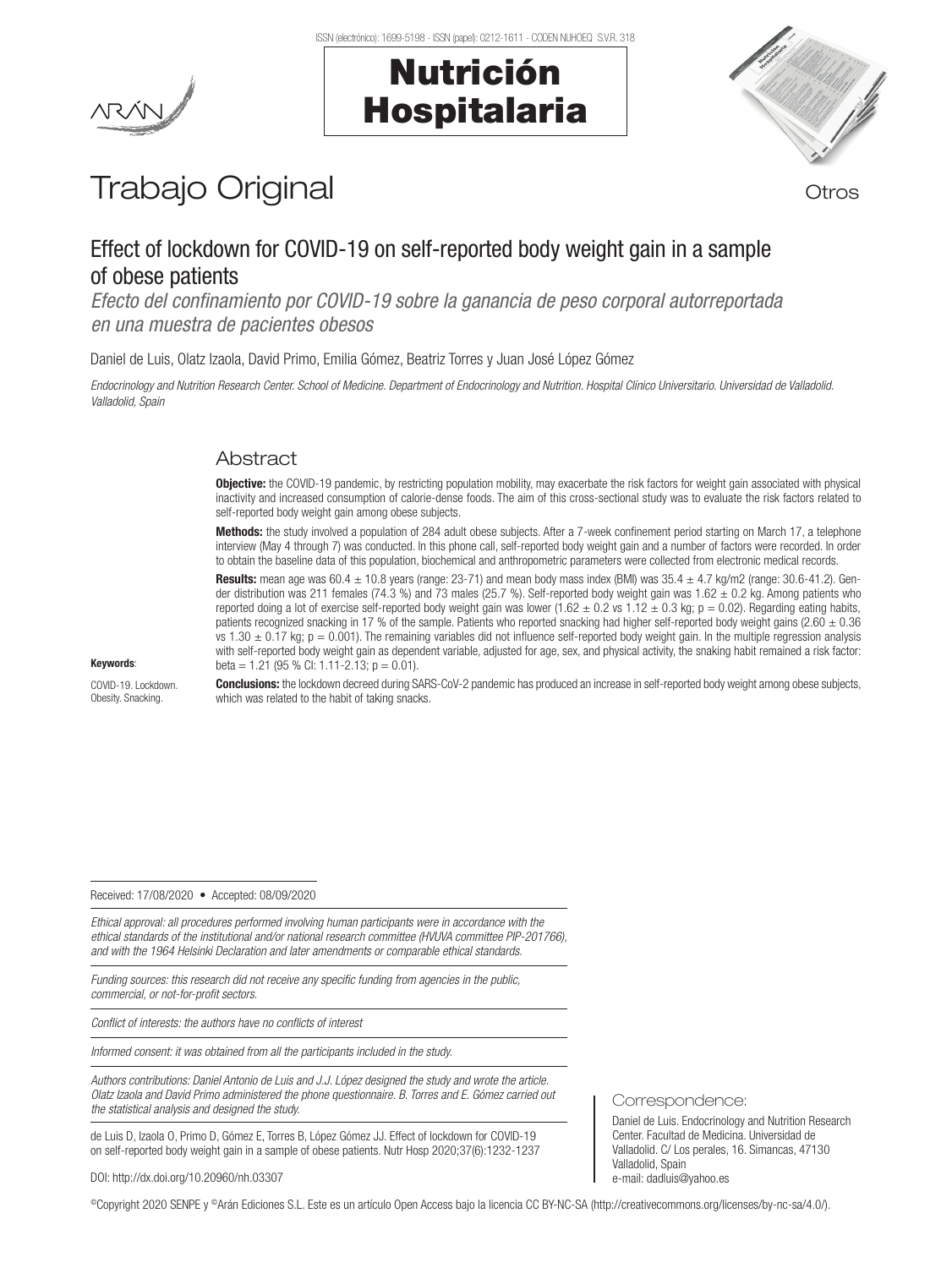# Trabajo Original

Otros

## Effect of lockdown for COVID-19 on self-reported body weight gain in a sample of obese patients

*Efecto del confinamiento por COVID-19 sobre la ganancia de peso corporal autorreportada en una muestra de pacientes obesos*

Daniel de Luis, Olatz Izaola, David Primo, Emilia Gómez, Beatriz Torres y Juan José López Gómez

*Endocrinology and Nutrition Research Center. School of Medicine. Department of Endocrinology and Nutrition. Hospital Clínico Universitario. Universidad de Valladolid. Valladolid, Spain*

### Abstract

**Objective:** the COVID-19 pandemic, by restricting population mobility, may exacerbate the risk factors for weight gain associated with physical inactivity and increased consumption of calorie-dense foods. The aim of this cross-sectional study was to evaluate the risk factors related to self-reported body weight gain among obese subjects.

**Methods:** the study involved a population of 284 adult obese subjects. After a 7-week confinement period starting on March 17, a telephone interview (May 4 through 7) was conducted. In this phone call, self-reported body weight gain and a number of factors were recorded. In order to obtain the baseline data of this population, biochemical and anthropometric parameters were collected from electronic medical records.

**Results:** mean age was 60.4 ± 10.8 years (range: 23-71) and mean body mass index (BMI) was 35.4 ± 4.7 kg/m2 (range: 30.6-41.2). Gender distribution was 211 females (74.3 %) and 73 males (25.7 %). Self-reported body weight gain was 1.62 ± 0.2 kg. Among patients who reported doing a lot of exercise self-reported body weight gain was lower (1.62 ± 0.2 vs 1.12 ± 0.3 kg; p = 0.02). Regarding eating habits, patients recognized snacking in 17 % of the sample. Patients who reported snacking had higher self-reported body weight gains (2.60 ± 0.36 vs 1.30 ± 0.17 kg; p = 0.001). The remaining variables did not influence self-reported body weight gain. In the multiple regression analysis with self-reported body weight gain as dependent variable, adjusted for age, sex, and physical activity, the snaking habit remained a risk factor: beta = 1.21 (95 % CI: 1.11-2.13; p = 0.01).

**Conclusions:** the lockdown decreed during SARS-CoV-2 pandemic has produced an increase in self-reported body weight among obese subjects, which was related to the habit of taking snacks.

**Keywords**:

COVID-19. Lockdown. Obesity. Snacking.

Received: 17/08/2020 • Accepted: 08/09/2020

*Ethical approval: all procedures performed involving human participants were in accordance with the ethical standards of the institutional and/or national research committee (HVUVA committee PIP-201766), and with the 1964 Helsinki Declaration and later amendments or comparable ethical standards.*

*Funding sources: this research did not receive any specific funding from agencies in the public, commercial, or not-for-profit sectors.*

*Conflict of interests: the authors have no conflicts of interest*

*Informed consent: it was obtained from all the participants included in the study.*

*Authors contributions: Daniel Antonio de Luis and J.J. López designed the study and wrote the article. Olatz Izaola and David Primo administered the phone questionnaire. B. Torres and E. Gómez carried out the statistical analysis and designed the study.*

de Luis D, Izaola O, Primo D, Gómez E, Torres B, López Gómez JJ. Effect of lockdown for COVID-19 on self-reported body weight gain in a sample of obese patients. Nutr Hosp 2020;37(6):1232-1237

DOI: http://dx.doi.org/10.20960/nh.03307

Correspondence:

Daniel de Luis. Endocrinology and Nutrition Research Center. Facultad de Medicina. Universidad de Valladolid. C/ Los perales, 16. Simancas, 47130 Valladolid, Spain
e-mail: dadluis@yahoo.es

©Copyright 2020 SENPE y ©Arán Ediciones S.L. Este es un artículo Open Access bajo la licencia CC BY-NC-SA (http://creativecommons.org/licenses/by-nc-sa/4.0/).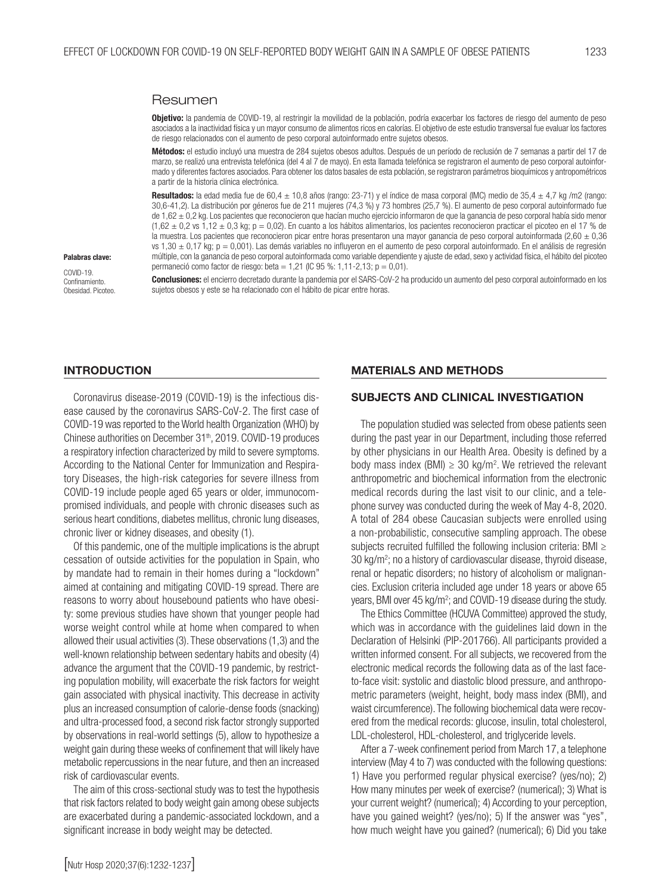## Resumen

**Objetivo:** la pandemia de COVID-19, al restringir la movilidad de la población, podría exacerbar los factores de riesgo del aumento de peso asociados a la inactividad física y un mayor consumo de alimentos ricos en calorías. El objetivo de este estudio transversal fue evaluar los factores de riesgo relacionados con el aumento de peso corporal autoinformado entre sujetos obesos.

**Métodos:** el estudio incluyó una muestra de 284 sujetos obesos adultos. Después de un período de reclusión de 7 semanas a partir del 17 de marzo, se realizó una entrevista telefónica (del 4 al 7 de mayo). En esta llamada telefónica se registraron el aumento de peso corporal autoinformado y diferentes factores asociados. Para obtener los datos basales de esta población, se registraron parámetros bioquímicos y antropométricos a partir de la historia clínica electrónica.

**Resultados:** la edad media fue de 60,4 ± 10,8 años (rango: 23-71) y el índice de masa corporal (IMC) medio de 35,4 ± 4,7 kg /m2 (rango: 30,6-41,2). La distribución por géneros fue de 211 mujeres (74,3 %) y 73 hombres (25,7 %). El aumento de peso corporal autoinformado fue de 1,62 ± 0,2 kg. Los pacientes que reconocieron que hacían mucho ejercicio informaron de que la ganancia de peso corporal había sido menor (1,62 ± 0,2 vs 1,12 ± 0,3 kg; p = 0,02). En cuanto a los hábitos alimentarios, los pacientes reconocieron practicar el picoteo en el 17 % de la muestra. Los pacientes que reconocieron picar entre horas presentaron una mayor ganancia de peso corporal autoinformada (2,60 ± 0,36 vs 1,30 ± 0,17 kg; p = 0,001). Las demás variables no influyeron en el aumento de peso corporal autoinformado. En el análisis de regresión múltiple, con la ganancia de peso corporal autoinformada como variable dependiente y ajuste de edad, sexo y actividad física, el hábito del picoteo permaneció como factor de riesgo: beta = 1,21 (IC 95 %: 1,11-2,13; p = 0,01).

**Conclusiones:** el encierro decretado durante la pandemia por el SARS-CoV-2 ha producido un aumento del peso corporal autoinformado en los sujetos obesos y este se ha relacionado con el hábito de picar entre horas.

**Palabras clave:**

COVID-19. Confinamiento. Obesidad. Picoteo.

## INTRODUCTION

Coronavirus disease-2019 (COVID-19) is the infectious disease caused by the coronavirus SARS-CoV-2. The first case of COVID-19 was reported to the World health Organization (WHO) by Chinese authorities on December 31st, 2019. COVID-19 produces a respiratory infection characterized by mild to severe symptoms. According to the National Center for Immunization and Respiratory Diseases, the high-risk categories for severe illness from COVID-19 include people aged 65 years or older, immunocompromised individuals, and people with chronic diseases such as serious heart conditions, diabetes mellitus, chronic lung diseases, chronic liver or kidney diseases, and obesity (1).

Of this pandemic, one of the multiple implications is the abrupt cessation of outside activities for the population in Spain, who by mandate had to remain in their homes during a "lockdown" aimed at containing and mitigating COVID-19 spread. There are reasons to worry about housebound patients who have obesity: some previous studies have shown that younger people had worse weight control while at home when compared to when allowed their usual activities (3). These observations (1,3) and the well-known relationship between sedentary habits and obesity (4) advance the argument that the COVID-19 pandemic, by restricting population mobility, will exacerbate the risk factors for weight gain associated with physical inactivity. This decrease in activity plus an increased consumption of calorie-dense foods (snacking) and ultra-processed food, a second risk factor strongly supported by observations in real-world settings (5), allow to hypothesize a weight gain during these weeks of confinement that will likely have metabolic repercussions in the near future, and then an increased risk of cardiovascular events.

The aim of this cross-sectional study was to test the hypothesis that risk factors related to body weight gain among obese subjects are exacerbated during a pandemic-associated lockdown, and a significant increase in body weight may be detected.

## MATERIALS AND METHODS

### SUBJECTS AND CLINICAL INVESTIGATION

The population studied was selected from obese patients seen during the past year in our Department, including those referred by other physicians in our Health Area. Obesity is defined by a body mass index (BMI) ≥ 30 kg/m$^2$. We retrieved the relevant anthropometric and biochemical information from the electronic medical records during the last visit to our clinic, and a telephone survey was conducted during the week of May 4-8, 2020. A total of 284 obese Caucasian subjects were enrolled using a non-probabilistic, consecutive sampling approach. The obese subjects recruited fulfilled the following inclusion criteria: BMI ≥ 30 kg/m$^2$; no a history of cardiovascular disease, thyroid disease, renal or hepatic disorders; no history of alcoholism or malignancies. Exclusion criteria included age under 18 years or above 65 years, BMI over 45 kg/m$^2$; and COVID-19 disease during the study.

The Ethics Committee (HCUVA Committee) approved the study, which was in accordance with the guidelines laid down in the Declaration of Helsinki (PIP-201766). All participants provided a written informed consent. For all subjects, we recovered from the electronic medical records the following data as of the last face-to-face visit: systolic and diastolic blood pressure, and anthropometric parameters (weight, height, body mass index (BMI), and waist circumference). The following biochemical data were recovered from the medical records: glucose, insulin, total cholesterol, LDL-cholesterol, HDL-cholesterol, and triglyceride levels.

After a 7-week confinement period from March 17, a telephone interview (May 4 to 7) was conducted with the following questions: 1) Have you performed regular physical exercise? (yes/no); 2) How many minutes per week of exercise? (numerical); 3) What is your current weight? (numerical); 4) According to your perception, have you gained weight? (yes/no); 5) If the answer was "yes", how much weight have you gained? (numerical); 6) Did you take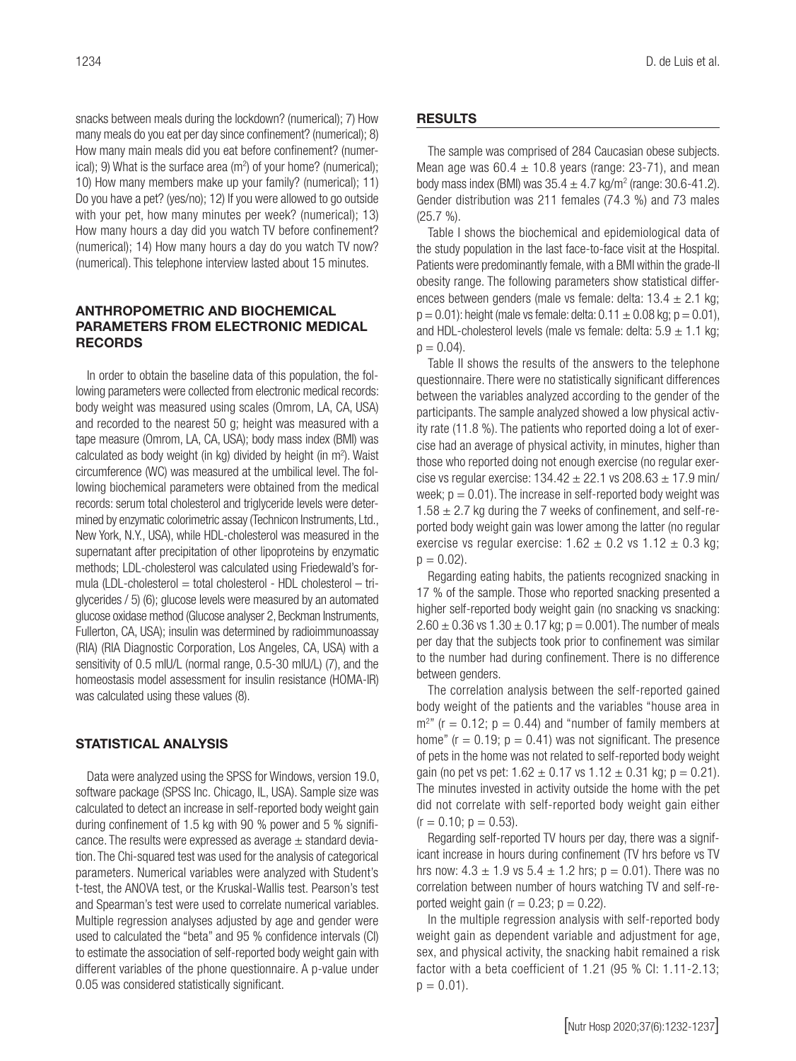snacks between meals during the lockdown? (numerical); 7) How many meals do you eat per day since confinement? (numerical); 8) How many main meals did you eat before confinement? (numerical); 9) What is the surface area ($m^2$) of your home? (numerical); 10) How many members make up your family? (numerical); 11) Do you have a pet? (yes/no); 12) If you were allowed to go outside with your pet, how many minutes per week? (numerical); 13) How many hours a day did you watch TV before confinement? (numerical); 14) How many hours a day do you watch TV now? (numerical). This telephone interview lasted about 15 minutes.

## ANTHROPOMETRIC AND BIOCHEMICAL PARAMETERS FROM ELECTRONIC MEDICAL RECORDS

In order to obtain the baseline data of this population, the following parameters were collected from electronic medical records: body weight was measured using scales (Omrom, LA, CA, USA) and recorded to the nearest 50 g; height was measured with a tape measure (Omrom, LA, CA, USA); body mass index (BMI) was calculated as body weight (in kg) divided by height (in $m^2$). Waist circumference (WC) was measured at the umbilical level. The following biochemical parameters were obtained from the medical records: serum total cholesterol and triglyceride levels were determined by enzymatic colorimetric assay (Technicon Instruments, Ltd., New York, N.Y., USA), while HDL-cholesterol was measured in the supernatant after precipitation of other lipoproteins by enzymatic methods; LDL-cholesterol was calculated using Friedewald's formula (LDL-cholesterol = total cholesterol - HDL cholesterol – triglycerides / 5) (6); glucose levels were measured by an automated glucose oxidase method (Glucose analyser 2, Beckman Instruments, Fullerton, CA, USA); insulin was determined by radioimmunoassay (RIA) (RIA Diagnostic Corporation, Los Angeles, CA, USA) with a sensitivity of 0.5 mIU/L (normal range, 0.5-30 mIU/L) (7), and the homeostasis model assessment for insulin resistance (HOMA-IR) was calculated using these values (8).

## STATISTICAL ANALYSIS

Data were analyzed using the SPSS for Windows, version 19.0, software package (SPSS Inc. Chicago, IL, USA). Sample size was calculated to detect an increase in self-reported body weight gain during confinement of 1.5 kg with 90 % power and 5 % significance. The results were expressed as average ± standard deviation. The Chi-squared test was used for the analysis of categorical parameters. Numerical variables were analyzed with Student's t-test, the ANOVA test, or the Kruskal-Wallis test. Pearson's test and Spearman's test were used to correlate numerical variables. Multiple regression analyses adjusted by age and gender were used to calculated the "beta" and 95 % confidence intervals (CI) to estimate the association of self-reported body weight gain with different variables of the phone questionnaire. A p-value under 0.05 was considered statistically significant.

## RESULTS

The sample was comprised of 284 Caucasian obese subjects. Mean age was 60.4 ± 10.8 years (range: 23-71), and mean body mass index (BMI) was 35.4 ± 4.7 kg/$m^2$ (range: 30.6-41.2). Gender distribution was 211 females (74.3 %) and 73 males (25.7 %).

Table I shows the biochemical and epidemiological data of the study population in the last face-to-face visit at the Hospital. Patients were predominantly female, with a BMI within the grade-II obesity range. The following parameters show statistical differences between genders (male vs female: delta: 13.4 ± 2.1 kg; $p = 0.01$): height (male vs female: delta: 0.11 ± 0.08 kg; $p = 0.01$), and HDL-cholesterol levels (male vs female: delta: 5.9 ± 1.1 kg; $p = 0.04$).

Table II shows the results of the answers to the telephone questionnaire. There were no statistically significant differences between the variables analyzed according to the gender of the participants. The sample analyzed showed a low physical activity rate (11.8 %). The patients who reported doing a lot of exercise had an average of physical activity, in minutes, higher than those who reported doing not enough exercise (no regular exercise vs regular exercise: 134.42 ± 22.1 vs 208.63 ± 17.9 min/week; $p = 0.01$). The increase in self-reported body weight was 1.58 ± 2.7 kg during the 7 weeks of confinement, and self-reported body weight gain was lower among the latter (no regular exercise vs regular exercise: 1.62 ± 0.2 vs 1.12 ± 0.3 kg; $p = 0.02$).

Regarding eating habits, the patients recognized snacking in 17 % of the sample. Those who reported snacking presented a higher self-reported body weight gain (no snacking vs snacking: 2.60 ± 0.36 vs 1.30 ± 0.17 kg; $p = 0.001$). The number of meals per day that the subjects took prior to confinement was similar to the number had during confinement. There is no difference between genders.

The correlation analysis between the self-reported gained body weight of the patients and the variables "house area in $m^2$" ($r = 0.12$; $p = 0.44$) and "number of family members at home" ($r = 0.19$; $p = 0.41$) was not significant. The presence of pets in the home was not related to self-reported body weight gain (no pet vs pet: 1.62 ± 0.17 vs 1.12 ± 0.31 kg; $p = 0.21$). The minutes invested in activity outside the home with the pet did not correlate with self-reported body weight gain either ($r = 0.10$; $p = 0.53$).

Regarding self-reported TV hours per day, there was a significant increase in hours during confinement (TV hrs before vs TV hrs now: 4.3 ± 1.9 vs 5.4 ± 1.2 hrs; $p = 0.01$). There was no correlation between number of hours watching TV and self-reported weight gain ($r = 0.23$; $p = 0.22$).

In the multiple regression analysis with self-reported body weight gain as dependent variable and adjustment for age, sex, and physical activity, the snacking habit remained a risk factor with a beta coefficient of 1.21 (95 % CI: 1.11-2.13; $p = 0.01$).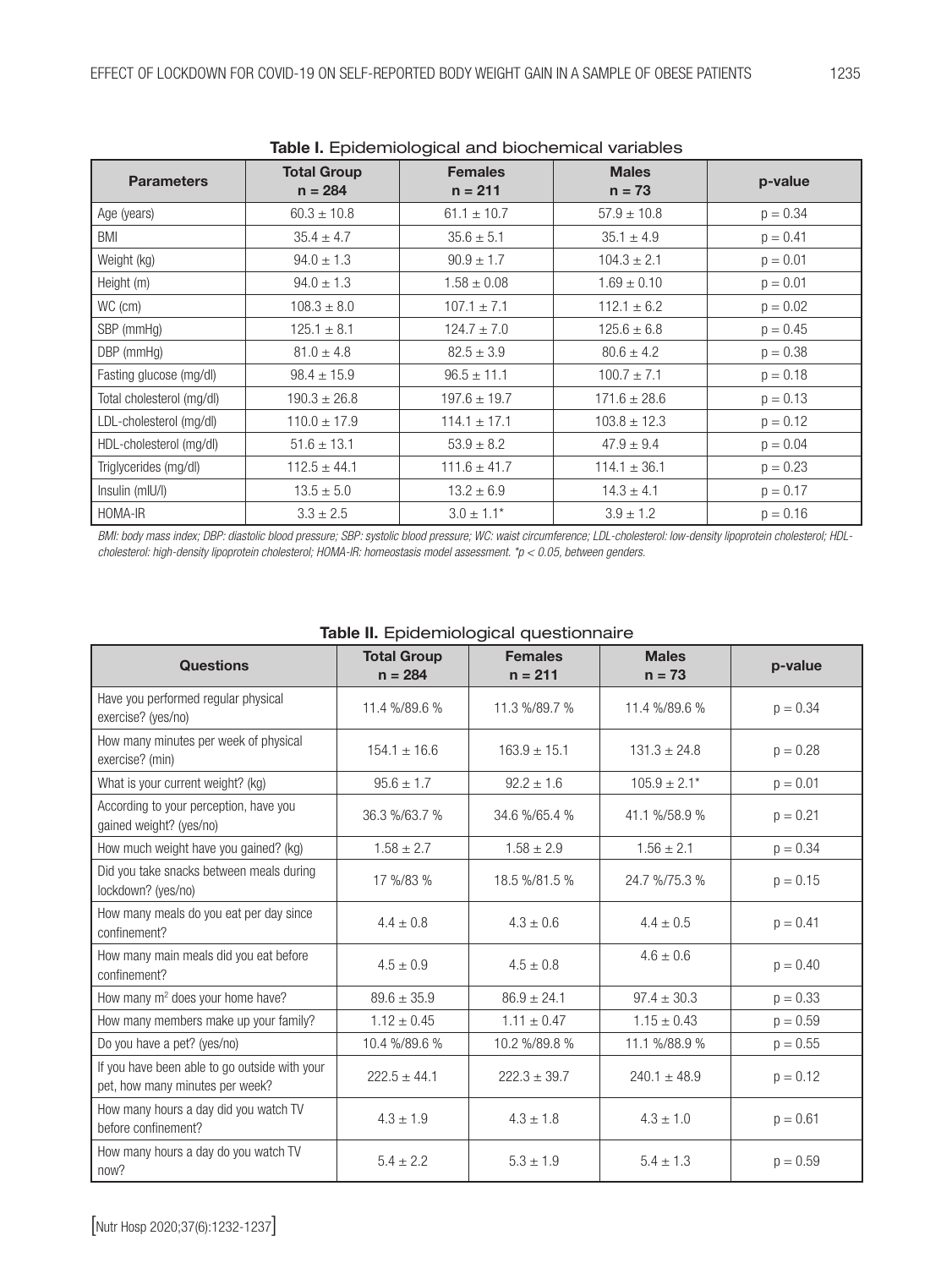**Table I.** Epidemiological and biochemical variables

| Parameters | Total Group n = 284 | Females n = 211 | Males n = 73 | p-value |
|---|---|---|---|---|
| Age (years) | 60.3 ± 10.8 | 61.1 ± 10.7 | 57.9 ± 10.8 | p = 0.34 |
| BMI | 35.4 ± 4.7 | 35.6 ± 5.1 | 35.1 ± 4.9 | p = 0.41 |
| Weight (kg) | 94.0 ± 1.3 | 90.9 ± 1.7 | 104.3 ± 2.1 | p = 0.01 |
| Height (m) | 94.0 ± 1.3 | 1.58 ± 0.08 | 1.69 ± 0.10 | p = 0.01 |
| WC (cm) | 108.3 ± 8.0 | 107.1 ± 7.1 | 112.1 ± 6.2 | p = 0.02 |
| SBP (mmHg) | 125.1 ± 8.1 | 124.7 ± 7.0 | 125.6 ± 6.8 | p = 0.45 |
| DBP (mmHg) | 81.0 ± 4.8 | 82.5 ± 3.9 | 80.6 ± 4.2 | p = 0.38 |
| Fasting glucose (mg/dl) | 98.4 ± 15.9 | 96.5 ± 11.1 | 100.7 ± 7.1 | p = 0.18 |
| Total cholesterol (mg/dl) | 190.3 ± 26.8 | 197.6 ± 19.7 | 171.6 ± 28.6 | p = 0.13 |
| LDL-cholesterol (mg/dl) | 110.0 ± 17.9 | 114.1 ± 17.1 | 103.8 ± 12.3 | p = 0.12 |
| HDL-cholesterol (mg/dl) | 51.6 ± 13.1 | 53.9 ± 8.2 | 47.9 ± 9.4 | p = 0.04 |
| Triglycerides (mg/dl) | 112.5 ± 44.1 | 111.6 ± 41.7 | 114.1 ± 36.1 | p = 0.23 |
| Insulin (mlU/l) | 13.5 ± 5.0 | 13.2 ± 6.9 | 14.3 ± 4.1 | p = 0.17 |
| HOMA-IR | 3.3 ± 2.5 | 3.0 ± 1.1* | 3.9 ± 1.2 | p = 0.16 |

*BMI: body mass index; DBP: diastolic blood pressure; SBP: systolic blood pressure; WC: waist circumference; LDL-cholesterol: low-density lipoprotein cholesterol; HDL-cholesterol: high-density lipoprotein cholesterol; HOMA-IR: homeostasis model assessment. \*$p < 0.05$, between genders.*

**Table II.** Epidemiological questionnaire

| Questions | Total Group n = 284 | Females n = 211 | Males n = 73 | p-value |
|---|---|---|---|---|
| Have you performed regular physical exercise? (yes/no) | 11.4 %/89.6 % | 11.3 %/89.7 % | 11.4 %/89.6 % | p = 0.34 |
| How many minutes per week of physical exercise? (min) | 154.1 ± 16.6 | 163.9 ± 15.1 | 131.3 ± 24.8 | p = 0.28 |
| What is your current weight? (kg) | 95.6 ± 1.7 | 92.2 ± 1.6 | 105.9 ± 2.1* | p = 0.01 |
| According to your perception, have you gained weight? (yes/no) | 36.3 %/63.7 % | 34.6 %/65.4 % | 41.1 %/58.9 % | p = 0.21 |
| How much weight have you gained? (kg) | 1.58 ± 2.7 | 1.58 ± 2.9 | 1.56 ± 2.1 | p = 0.34 |
| Did you take snacks between meals during lockdown? (yes/no) | 17 %/83 % | 18.5 %/81.5 % | 24.7 %/75.3 % | p = 0.15 |
| How many meals do you eat per day since confinement? | 4.4 ± 0.8 | 4.3 ± 0.6 | 4.4 ± 0.5 | p = 0.41 |
| How many main meals did you eat before confinement? | 4.5 ± 0.9 | 4.5 ± 0.8 | 4.6 ± 0.6 | p = 0.40 |
| How many $m^2$ does your home have? | 89.6 ± 35.9 | 86.9 ± 24.1 | 97.4 ± 30.3 | p = 0.33 |
| How many members make up your family? | 1.12 ± 0.45 | 1.11 ± 0.47 | 1.15 ± 0.43 | p = 0.59 |
| Do you have a pet? (yes/no) | 10.4 %/89.6 % | 10.2 %/89.8 % | 11.1 %/88.9 % | p = 0.55 |
| If you have been able to go outside with your pet, how many minutes per week? | 222.5 ± 44.1 | 222.3 ± 39.7 | 240.1 ± 48.9 | p = 0.12 |
| How many hours a day did you watch TV before confinement? | 4.3 ± 1.9 | 4.3 ± 1.8 | 4.3 ± 1.0 | p = 0.61 |
| How many hours a day do you watch TV now? | 5.4 ± 2.2 | 5.3 ± 1.9 | 5.4 ± 1.3 | p = 0.59 |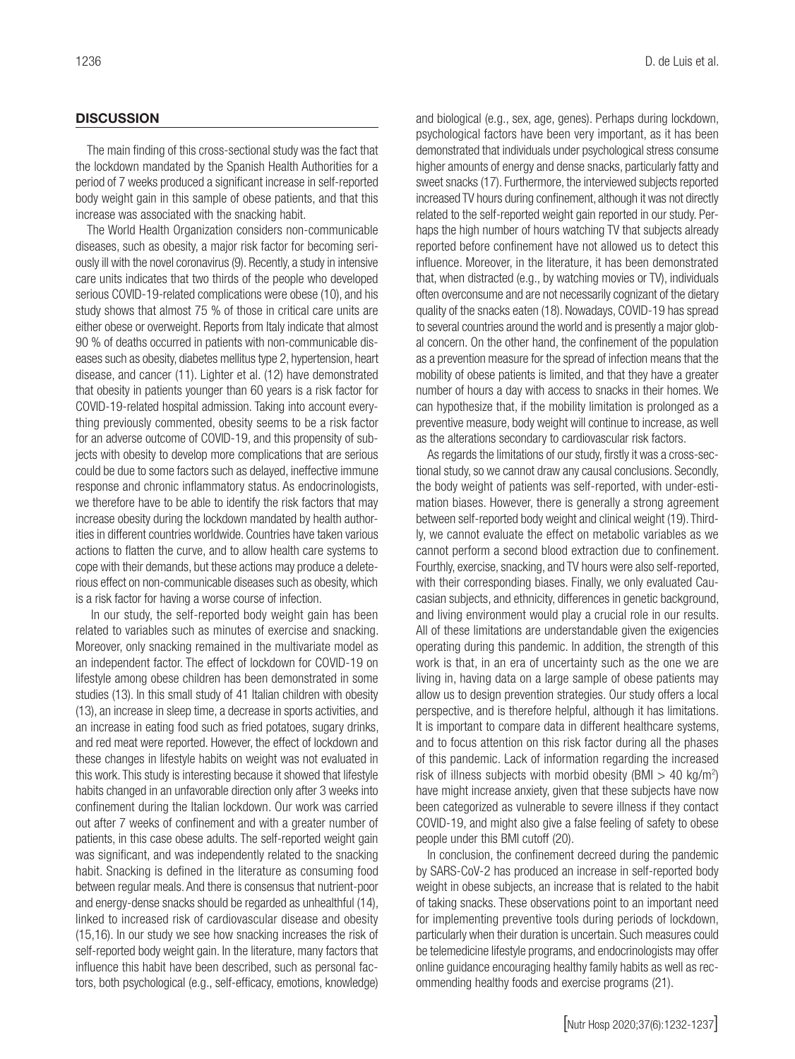## DISCUSSION

The main finding of this cross-sectional study was the fact that the lockdown mandated by the Spanish Health Authorities for a period of 7 weeks produced a significant increase in self-reported body weight gain in this sample of obese patients, and that this increase was associated with the snacking habit.

The World Health Organization considers non-communicable diseases, such as obesity, a major risk factor for becoming seriously ill with the novel coronavirus (9). Recently, a study in intensive care units indicates that two thirds of the people who developed serious COVID-19-related complications were obese (10), and his study shows that almost 75 % of those in critical care units are either obese or overweight. Reports from Italy indicate that almost 90 % of deaths occurred in patients with non-communicable diseases such as obesity, diabetes mellitus type 2, hypertension, heart disease, and cancer (11). Lighter et al. (12) have demonstrated that obesity in patients younger than 60 years is a risk factor for COVID-19-related hospital admission. Taking into account everything previously commented, obesity seems to be a risk factor for an adverse outcome of COVID-19, and this propensity of subjects with obesity to develop more complications that are serious could be due to some factors such as delayed, ineffective immune response and chronic inflammatory status. As endocrinologists, we therefore have to be able to identify the risk factors that may increase obesity during the lockdown mandated by health authorities in different countries worldwide. Countries have taken various actions to flatten the curve, and to allow health care systems to cope with their demands, but these actions may produce a deleterious effect on non-communicable diseases such as obesity, which is a risk factor for having a worse course of infection.

In our study, the self-reported body weight gain has been related to variables such as minutes of exercise and snacking. Moreover, only snacking remained in the multivariate model as an independent factor. The effect of lockdown for COVID-19 on lifestyle among obese children has been demonstrated in some studies (13). In this small study of 41 Italian children with obesity (13), an increase in sleep time, a decrease in sports activities, and an increase in eating food such as fried potatoes, sugary drinks, and red meat were reported. However, the effect of lockdown and these changes in lifestyle habits on weight was not evaluated in this work. This study is interesting because it showed that lifestyle habits changed in an unfavorable direction only after 3 weeks into confinement during the Italian lockdown. Our work was carried out after 7 weeks of confinement and with a greater number of patients, in this case obese adults. The self-reported weight gain was significant, and was independently related to the snacking habit. Snacking is defined in the literature as consuming food between regular meals. And there is consensus that nutrient-poor and energy-dense snacks should be regarded as unhealthful (14), linked to increased risk of cardiovascular disease and obesity (15,16). In our study we see how snacking increases the risk of self-reported body weight gain. In the literature, many factors that influence this habit have been described, such as personal factors, both psychological (e.g., self-efficacy, emotions, knowledge) and biological (e.g., sex, age, genes). Perhaps during lockdown, psychological factors have been very important, as it has been demonstrated that individuals under psychological stress consume higher amounts of energy and dense snacks, particularly fatty and sweet snacks (17). Furthermore, the interviewed subjects reported increased TV hours during confinement, although it was not directly related to the self-reported weight gain reported in our study. Perhaps the high number of hours watching TV that subjects already reported before confinement have not allowed us to detect this influence. Moreover, in the literature, it has been demonstrated that, when distracted (e.g., by watching movies or TV), individuals often overconsume and are not necessarily cognizant of the dietary quality of the snacks eaten (18). Nowadays, COVID-19 has spread to several countries around the world and is presently a major global concern. On the other hand, the confinement of the population as a prevention measure for the spread of infection means that the mobility of obese patients is limited, and that they have a greater number of hours a day with access to snacks in their homes. We can hypothesize that, if the mobility limitation is prolonged as a preventive measure, body weight will continue to increase, as well as the alterations secondary to cardiovascular risk factors.

As regards the limitations of our study, firstly it was a cross-sectional study, so we cannot draw any causal conclusions. Secondly, the body weight of patients was self-reported, with under-estimation biases. However, there is generally a strong agreement between self-reported body weight and clinical weight (19). Thirdly, we cannot evaluate the effect on metabolic variables as we cannot perform a second blood extraction due to confinement. Fourthly, exercise, snacking, and TV hours were also self-reported, with their corresponding biases. Finally, we only evaluated Caucasian subjects, and ethnicity, differences in genetic background, and living environment would play a crucial role in our results. All of these limitations are understandable given the exigencies operating during this pandemic. In addition, the strength of this work is that, in an era of uncertainty such as the one we are living in, having data on a large sample of obese patients may allow us to design prevention strategies. Our study offers a local perspective, and is therefore helpful, although it has limitations. It is important to compare data in different healthcare systems, and to focus attention on this risk factor during all the phases of this pandemic. Lack of information regarding the increased risk of illness subjects with morbid obesity (BMI > 40 kg/m$^2$) have might increase anxiety, given that these subjects have now been categorized as vulnerable to severe illness if they contact COVID-19, and might also give a false feeling of safety to obese people under this BMI cutoff (20).

In conclusion, the confinement decreed during the pandemic by SARS-CoV-2 has produced an increase in self-reported body weight in obese subjects, an increase that is related to the habit of taking snacks. These observations point to an important need for implementing preventive tools during periods of lockdown, particularly when their duration is uncertain. Such measures could be telemedicine lifestyle programs, and endocrinologists may offer online guidance encouraging healthy family habits as well as recommending healthy foods and exercise programs (21).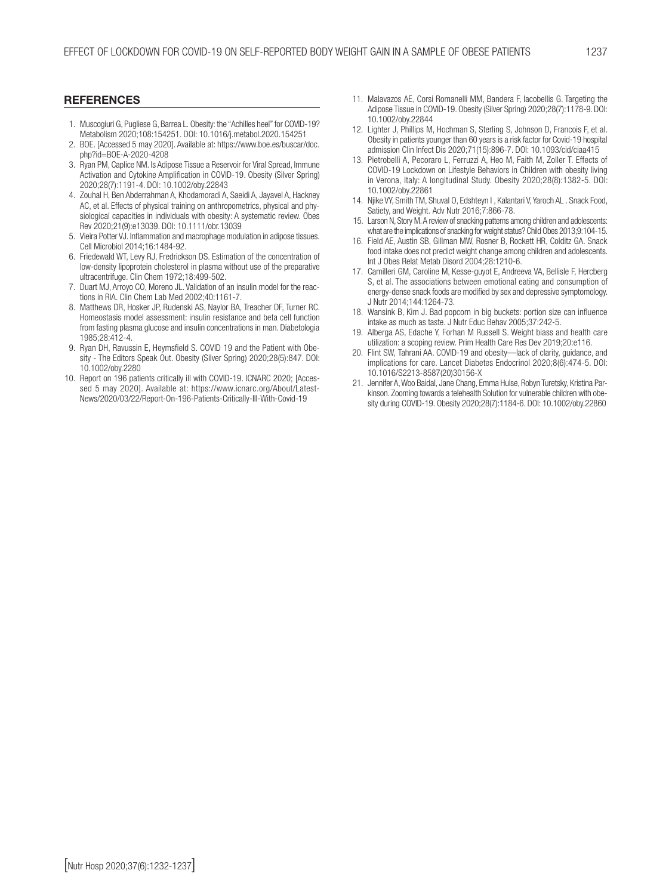## REFERENCES

1. Muscogiuri G, Pugliese G, Barrea L. Obesity: the "Achilles heel" for COVID-19? Metabolism 2020;108:154251. DOI: 10.1016/j.metabol.2020.154251
2. BOE. [Accessed 5 may 2020]. Available at: https://www.boe.es/buscar/doc.php?id=BOE-A-2020-4208
3. Ryan PM, Caplice NM. Is Adipose Tissue a Reservoir for Viral Spread, Immune Activation and Cytokine Amplification in COVID-19. Obesity (Silver Spring) 2020;28(7):1191-4. DOI: 10.1002/oby.22843
4. Zouhal H, Ben Abderrahman A, Khodamoradi A, Saeidi A, Jayavel A, Hackney AC, et al. Effects of physical training on anthropometrics, physical and physiological capacities in individuals with obesity: A systematic review. Obes Rev 2020;21(9):e13039. DOI: 10.1111/obr.13039
5. Vieira Potter VJ. Inflammation and macrophage modulation in adipose tissues. Cell Microbiol 2014;16:1484-92.
6. Friedewald WT, Levy RJ, Fredrickson DS. Estimation of the concentration of low-density lipoprotein cholesterol in plasma without use of the preparative ultracentrifuge. Clin Chem 1972;18:499-502.
7. Duart MJ, Arroyo CO, Moreno JL. Validation of an insulin model for the reactions in RIA. Clin Chem Lab Med 2002;40:1161-7.
8. Matthews DR, Hosker JP, Rudenski AS, Naylor BA, Treacher DF, Turner RC. Homeostasis model assessment: insulin resistance and beta cell function from fasting plasma glucose and insulin concentrations in man. Diabetologia 1985;28:412-4.
9. Ryan DH, Ravussin E, Heymsfield S. COVID 19 and the Patient with Obesity - The Editors Speak Out. Obesity (Silver Spring) 2020;28(5):847. DOI: 10.1002/oby.2280
10. Report on 196 patients critically ill with COVID-19. ICNARC 2020; [Accessed 5 may 2020]. Available at: https://www.icnarc.org/About/Latest-News/2020/03/22/Report-On-196-Patients-Critically-Ill-With-Covid-19
11. Malavazos AE, Corsi Romanelli MM, Bandera F, Iacobellis G. Targeting the Adipose Tissue in COVID-19. Obesity (Silver Spring) 2020;28(7):1178-9. DOI: 10.1002/oby.22844
12. Lighter J, Phillips M, Hochman S, Sterling S, Johnson D, Francois F, et al. Obesity in patients younger than 60 years is a risk factor for Covid-19 hospital admission Clin Infect Dis 2020;71(15):896-7. DOI: 10.1093/cid/ciaa415
13. Pietrobelli A, Pecoraro L, Ferruzzi A, Heo M, Faith M, Zoller T. Effects of COVID-19 Lockdown on Lifestyle Behaviors in Children with obesity living in Verona, Italy: A longitudinal Study. Obesity 2020;28(8):1382-5. DOI: 10.1002/oby.22861
14. Njike VY, Smith TM, Shuval O, Edshteyn I , Kalantari V, Yaroch AL . Snack Food, Satiety, and Weight. Adv Nutr 2016;7:866-78.
15. Larson N, Story M. A review of snacking patterns among children and adolescents: what are the implications of snacking for weight status? Child Obes 2013;9:104-15.
16. Field AE, Austin SB, Gillman MW, Rosner B, Rockett HR, Colditz GA. Snack food intake does not predict weight change among children and adolescents. Int J Obes Relat Metab Disord 2004;28:1210-6.
17. Camilleri GM, Caroline M, Kesse-guyot E, Andreeva VA, Bellisle F, Hercberg S, et al. The associations between emotional eating and consumption of energy-dense snack foods are modified by sex and depressive symptomology. J Nutr 2014;144:1264-73.
18. Wansink B, Kim J. Bad popcorn in big buckets: portion size can influence intake as much as taste. J Nutr Educ Behav 2005;37:242-5.
19. Alberga AS, Edache Y, Forhan M Russell S. Weight biass and health care utilization: a scoping review. Prim Health Care Res Dev 2019;20:e116.
20. Flint SW, Tahrani AA. COVID-19 and obesity—lack of clarity, guidance, and implications for care. Lancet Diabetes Endocrinol 2020;8(6):474-5. DOI: 10.1016/S2213-8587(20)30156-X
21. Jennifer A, Woo Baidal, Jane Chang, Emma Hulse, Robyn Turetsky, Kristina Parkinson. Zooming towards a telehealth Solution for vulnerable children with obesity during COVID-19. Obesity 2020;28(7):1184-6. DOI: 10.1002/oby.22860